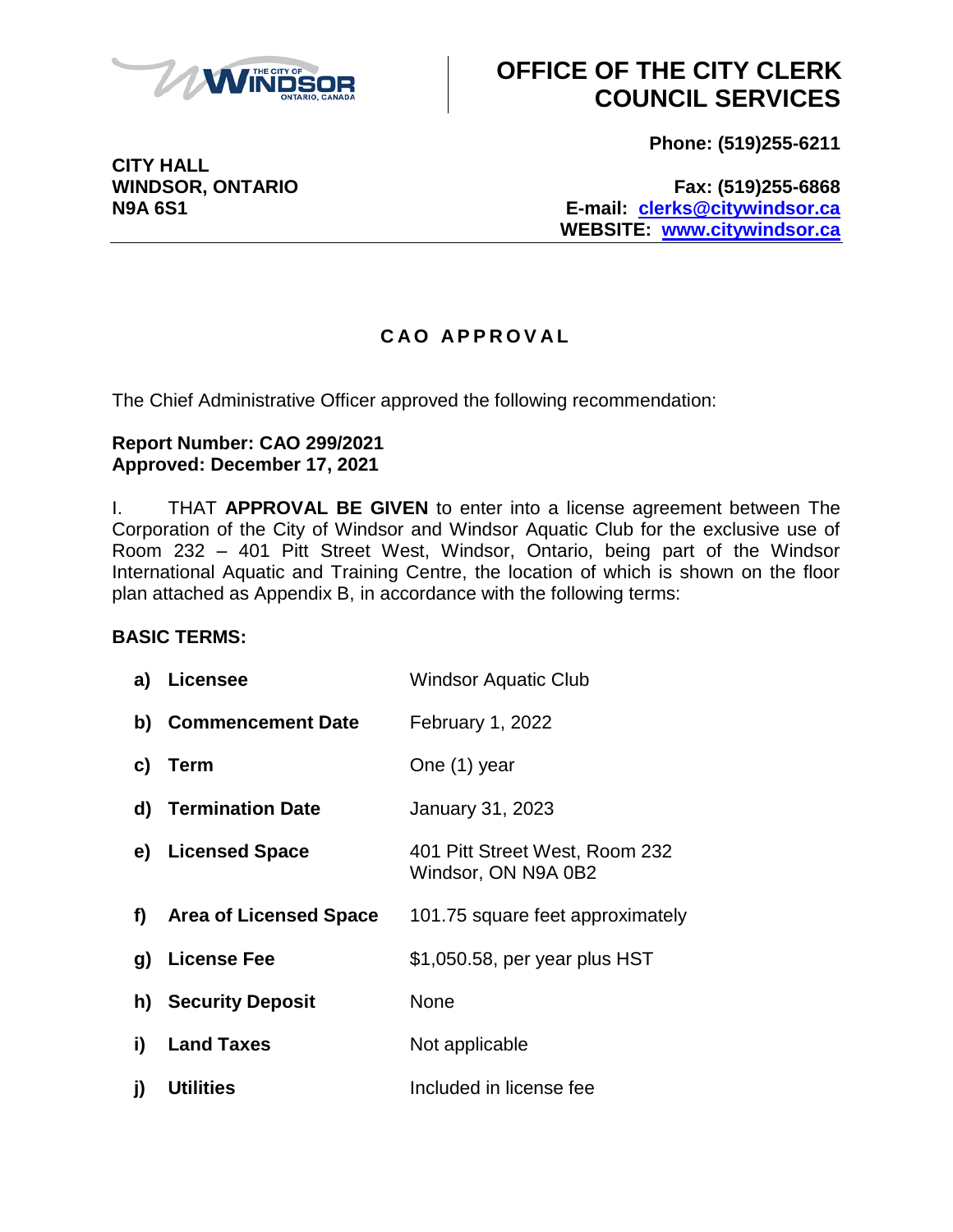# OFFICE OF THE CITY CLERK COUNCIL SERVICES

**CITY HALL**
**WINDSOR, ONTARIO**
**N9A 6S1**

**Phone: (519)255-6211**

**Fax: (519)255-6868**
**E-mail: clerks@citywindsor.ca**
**WEBSITE: www.citywindsor.ca**

---

## C A O A P P R O V A L

The Chief Administrative Officer approved the following recommendation:

**Report Number: CAO 299/2021**
**Approved: December 17, 2021**

I. THAT **APPROVAL BE GIVEN** to enter into a license agreement between The Corporation of the City of Windsor and Windsor Aquatic Club for the exclusive use of Room 232 – 401 Pitt Street West, Windsor, Ontario, being part of the Windsor International Aquatic and Training Centre, the location of which is shown on the floor plan attached as Appendix B, in accordance with the following terms:

**BASIC TERMS:**

| | | |
|---|---|---|
| **a)** | **Licensee** | Windsor Aquatic Club |
| **b)** | **Commencement Date** | February 1, 2022 |
| **c)** | **Term** | One (1) year |
| **d)** | **Termination Date** | January 31, 2023 |
| **e)** | **Licensed Space** | 401 Pitt Street West, Room 232 Windsor, ON N9A 0B2 |
| **f)** | **Area of Licensed Space** | 101.75 square feet approximately |
| **g)** | **License Fee** | $1,050.58, per year plus HST |
| **h)** | **Security Deposit** | None |
| **i)** | **Land Taxes** | Not applicable |
| **j)** | **Utilities** | Included in license fee |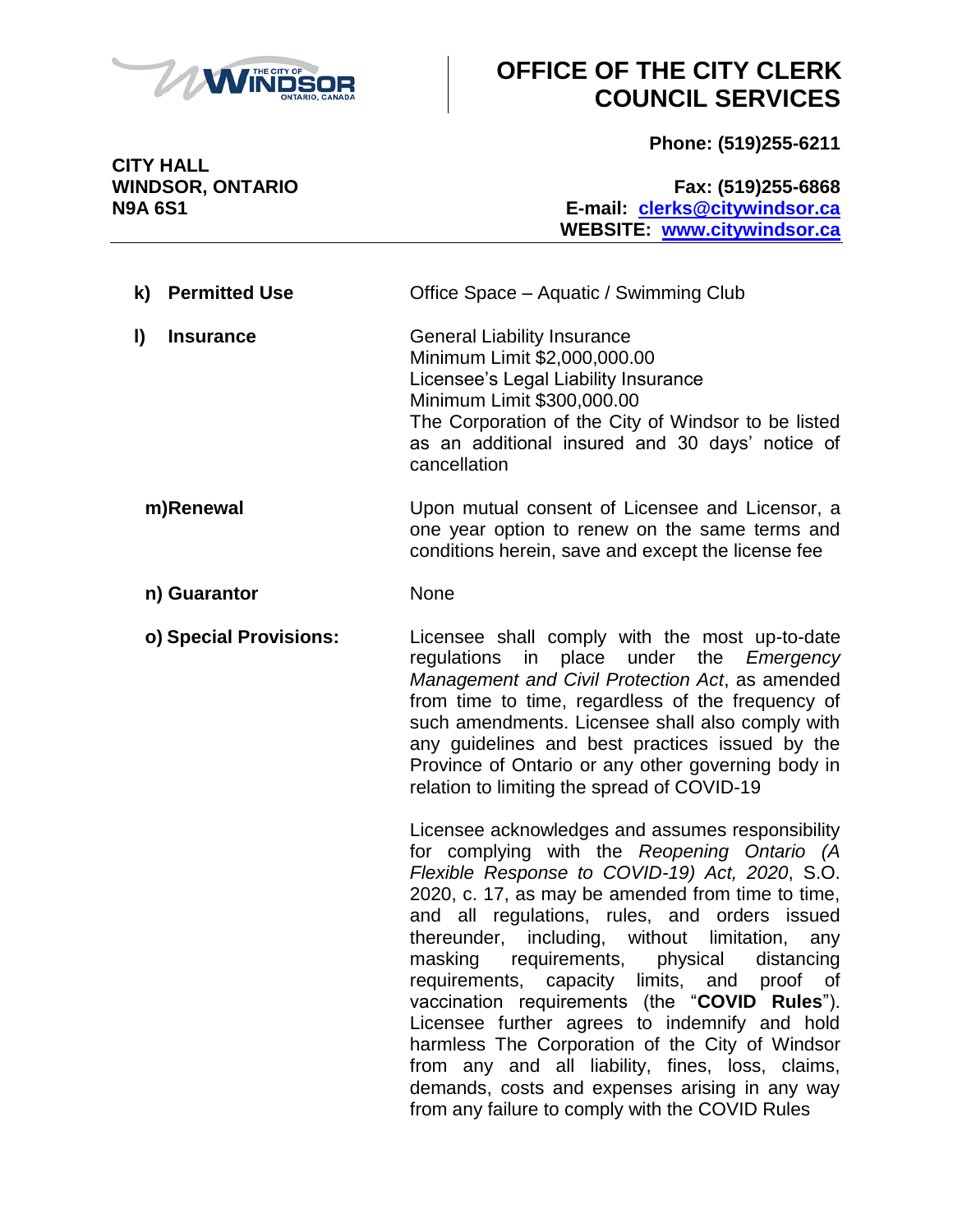| | |
|---|---|
| **k) Permitted Use** | Office Space – Aquatic / Swimming Club |
| **l) Insurance** | General Liability Insurance<br>Minimum Limit $2,000,000.00<br>Licensee's Legal Liability Insurance<br>Minimum Limit $300,000.00<br>The Corporation of the City of Windsor to be listed as an additional insured and 30 days' notice of cancellation |
| **m)Renewal** | Upon mutual consent of Licensee and Licensor, a one year option to renew on the same terms and conditions herein, save and except the license fee |
| **n) Guarantor** | None |
| **o) Special Provisions:** | Licensee shall comply with the most up-to-date regulations in place under the *Emergency Management and Civil Protection Act*, as amended from time to time, regardless of the frequency of such amendments. Licensee shall also comply with any guidelines and best practices issued by the Province of Ontario or any other governing body in relation to limiting the spread of COVID-19<br><br>Licensee acknowledges and assumes responsibility for complying with the *Reopening Ontario (A Flexible Response to COVID-19) Act, 2020*, S.O. 2020, c. 17, as may be amended from time to time, and all regulations, rules, and orders issued thereunder, including, without limitation, any masking requirements, physical distancing requirements, capacity limits, and proof of vaccination requirements (the "**COVID Rules**"). Licensee further agrees to indemnify and hold harmless The Corporation of the City of Windsor from any and all liability, fines, loss, claims, demands, costs and expenses arising in any way from any failure to comply with the COVID Rules |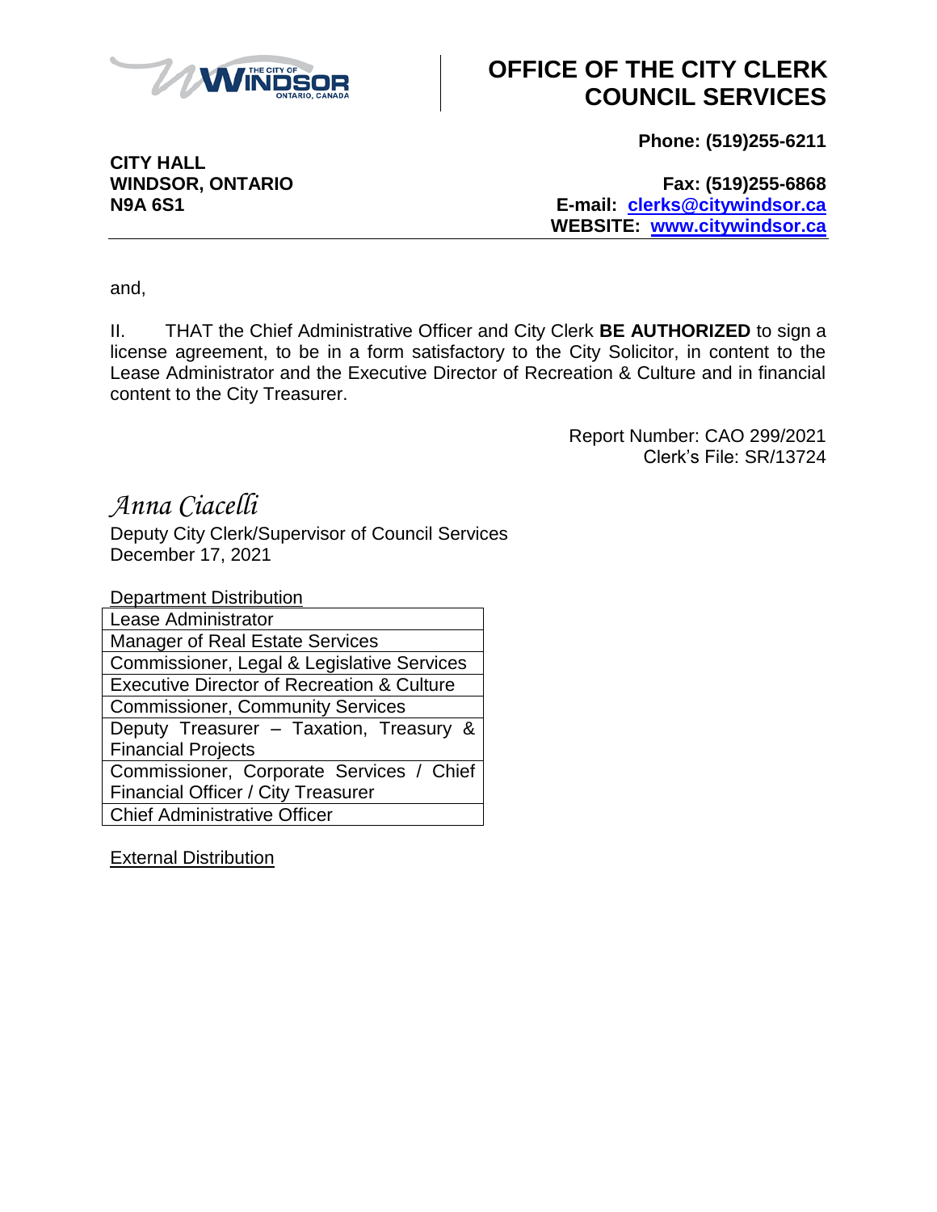# OFFICE OF THE CITY CLERK COUNCIL SERVICES

**CITY HALL**
**WINDSOR, ONTARIO**
**N9A 6S1**

**Phone: (519)255-6211**

**Fax: (519)255-6868**
**E-mail: clerks@citywindsor.ca**
**WEBSITE: www.citywindsor.ca**

---

and,

II. THAT the Chief Administrative Officer and City Clerk **BE AUTHORIZED** to sign a license agreement, to be in a form satisfactory to the City Solicitor, in content to the Lease Administrator and the Executive Director of Recreation & Culture and in financial content to the City Treasurer.

Report Number: CAO 299/2021
Clerk's File: SR/13724

*Anna Ciacelli*
Deputy City Clerk/Supervisor of Council Services
December 17, 2021

Department Distribution

| |
|---|
| Lease Administrator |
| Manager of Real Estate Services |
| Commissioner, Legal & Legislative Services |
| Executive Director of Recreation & Culture |
| Commissioner, Community Services |
| Deputy Treasurer – Taxation, Treasury & Financial Projects |
| Commissioner, Corporate Services / Chief Financial Officer / City Treasurer |
| Chief Administrative Officer |

External Distribution